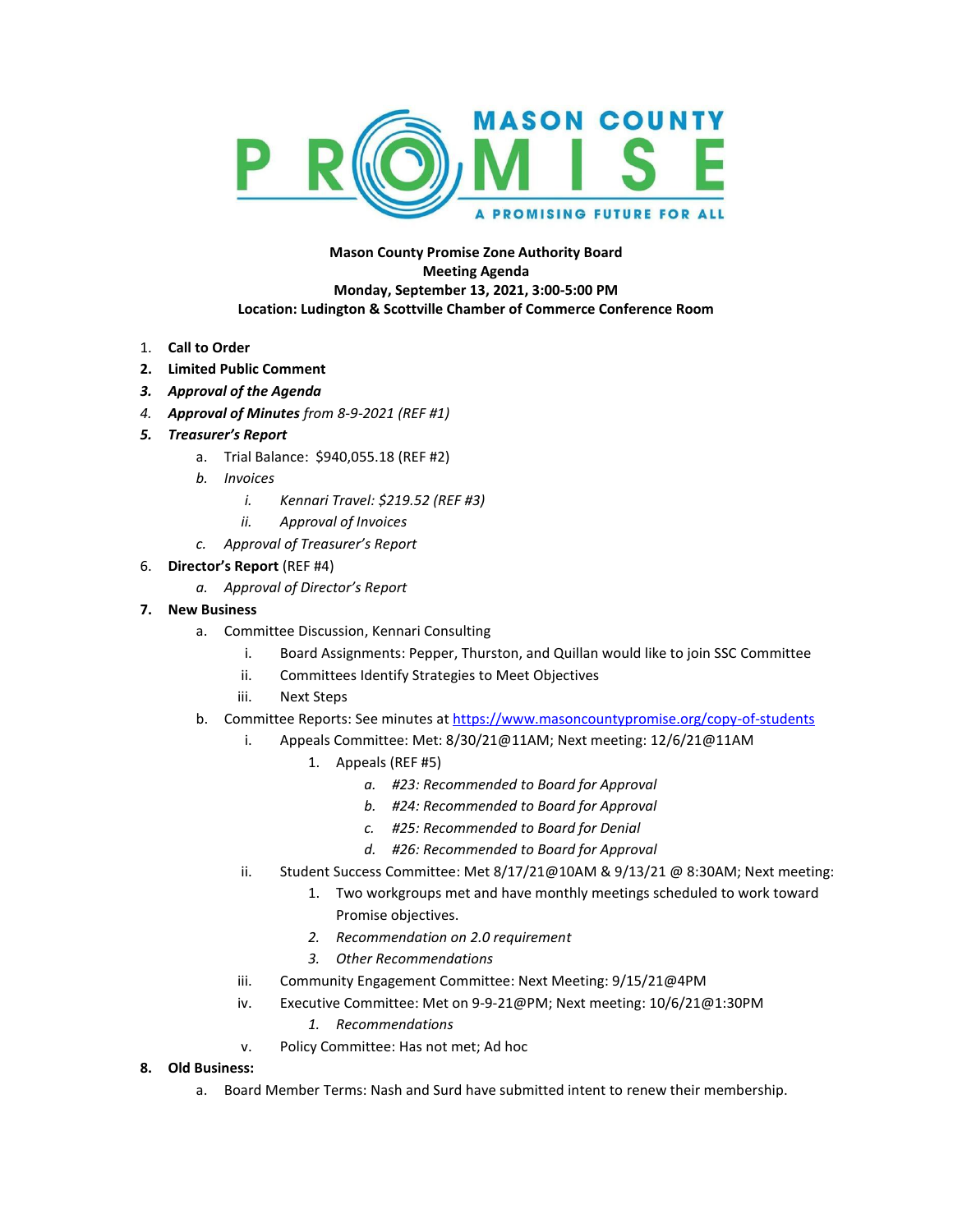MASON COUNTY PROMISE
A PROMISING FUTURE FOR ALL

**Mason County Promise Zone Authority Board**
**Meeting Agenda**
**Monday, September 13, 2021, 3:00-5:00 PM**
**Location: Ludington & Scottville Chamber of Commerce Conference Room**

1. **Call to Order**
2. **Limited Public Comment**
3. ***Approval of the Agenda***
4. ***Approval of Minutes** from 8-9-2021 (REF #1)*
5. ***Treasurer's Report***
   a. Trial Balance: $940,055.18 (REF #2)
   b. *Invoices*
      i. *Kennari Travel: $219.52 (REF #3)*
      ii. *Approval of Invoices*
   c. *Approval of Treasurer's Report*
6. **Director's Report** (REF #4)
   a. *Approval of Director's Report*
7. **New Business**
   a. Committee Discussion, Kennari Consulting
      i. Board Assignments: Pepper, Thurston, and Quillan would like to join SSC Committee
      ii. Committees Identify Strategies to Meet Objectives
      iii. Next Steps
   b. Committee Reports: See minutes at https://www.masoncountypromise.org/copy-of-students
      i. Appeals Committee: Met: 8/30/21@11AM; Next meeting: 12/6/21@11AM
         1. Appeals (REF #5)
            a. *#23: Recommended to Board for Approval*
            b. *#24: Recommended to Board for Approval*
            c. *#25: Recommended to Board for Denial*
            d. *#26: Recommended to Board for Approval*
      ii. Student Success Committee: Met 8/17/21@10AM & 9/13/21 @ 8:30AM; Next meeting:
         1. Two workgroups met and have monthly meetings scheduled to work toward Promise objectives.
         2. *Recommendation on 2.0 requirement*
         3. *Other Recommendations*
      iii. Community Engagement Committee: Next Meeting: 9/15/21@4PM
      iv. Executive Committee: Met on 9-9-21@PM; Next meeting: 10/6/21@1:30PM
         1. *Recommendations*
      v. Policy Committee: Has not met; Ad hoc
8. **Old Business:**
   a. Board Member Terms: Nash and Surd have submitted intent to renew their membership.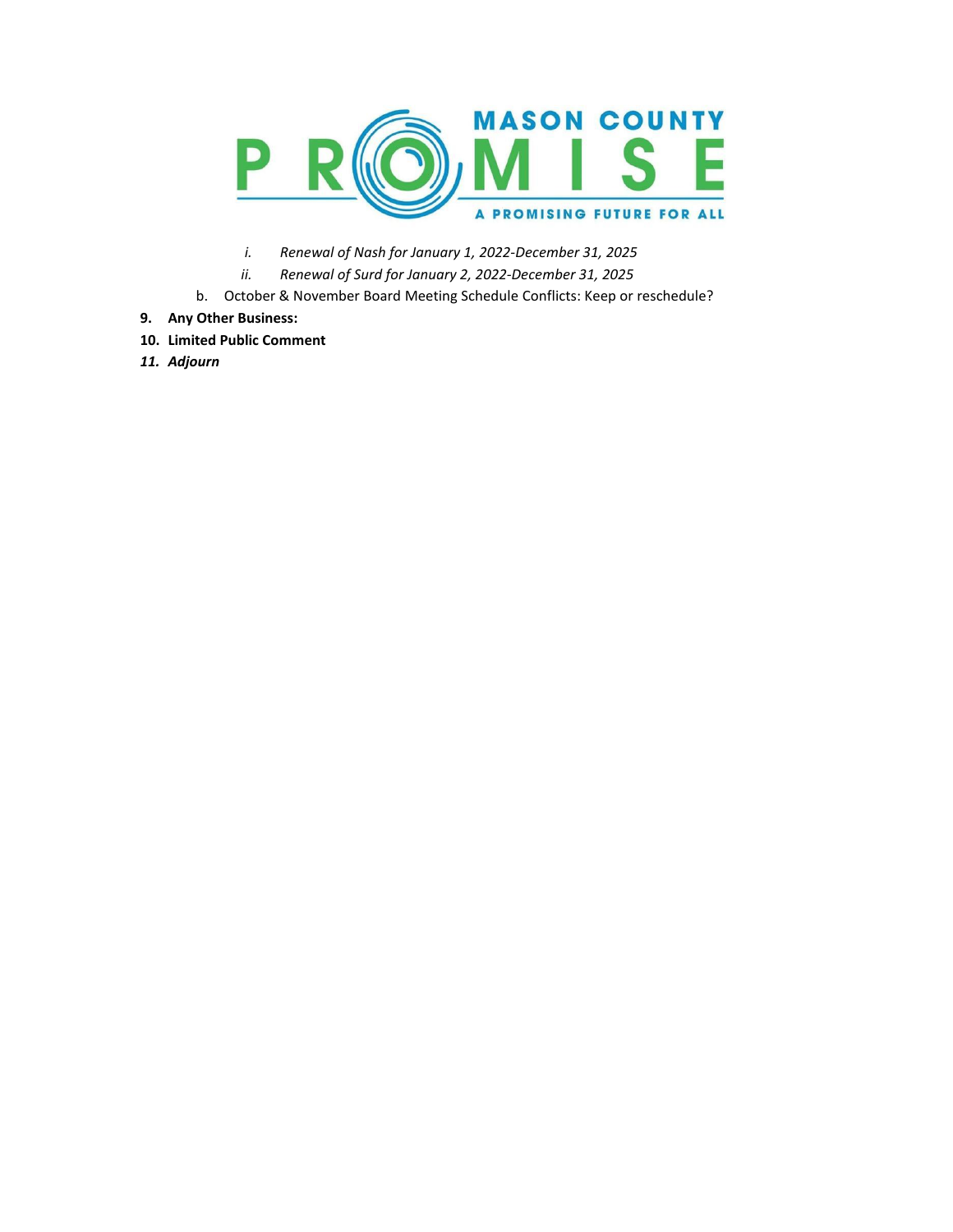MASON COUNTY PROMISE

A PROMISING FUTURE FOR ALL

   - i. *Renewal of Nash for January 1, 2022-December 31, 2025*
   - ii. *Renewal of Surd for January 2, 2022-December 31, 2025*
   
   b. October & November Board Meeting Schedule Conflicts: Keep or reschedule?

9. **Any Other Business:**
10. **Limited Public Comment**
11. ***Adjourn***